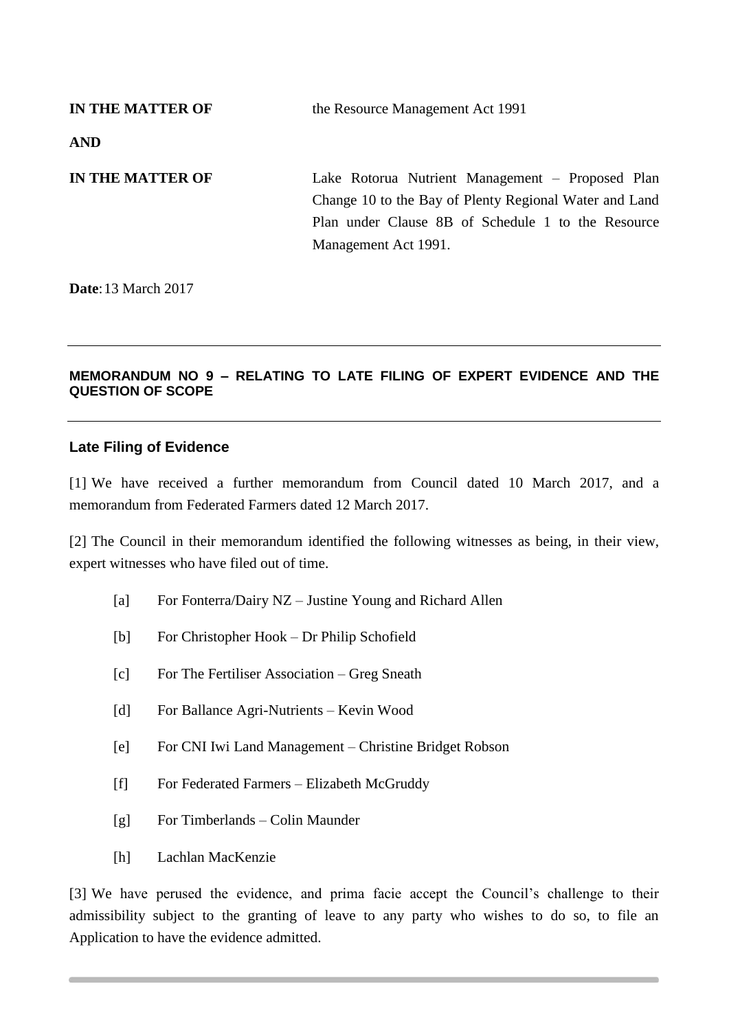**IN THE MATTER OF** the Resource Management Act 1991

**AND**

**IN THE MATTER OF** Lake Rotorua Nutrient Management – Proposed Plan Change 10 to the Bay of Plenty Regional Water and Land Plan under Clause 8B of Schedule 1 to the Resource Management Act 1991.

**Date**: 13 March 2017

---

## MEMORANDUM NO 9 – RELATING TO LATE FILING OF EXPERT EVIDENCE AND THE QUESTION OF SCOPE

---

### Late Filing of Evidence

[1] We have received a further memorandum from Council dated 10 March 2017, and a memorandum from Federated Farmers dated 12 March 2017.

[2] The Council in their memorandum identified the following witnesses as being, in their view, expert witnesses who have filed out of time.

- [a] For Fonterra/Dairy NZ – Justine Young and Richard Allen
- [b] For Christopher Hook – Dr Philip Schofield
- [c] For The Fertiliser Association – Greg Sneath
- [d] For Ballance Agri-Nutrients – Kevin Wood
- [e] For CNI Iwi Land Management – Christine Bridget Robson
- [f] For Federated Farmers – Elizabeth McGruddy
- [g] For Timberlands – Colin Maunder
- [h] Lachlan MacKenzie

[3] We have perused the evidence, and prima facie accept the Council's challenge to their admissibility subject to the granting of leave to any party who wishes to do so, to file an Application to have the evidence admitted.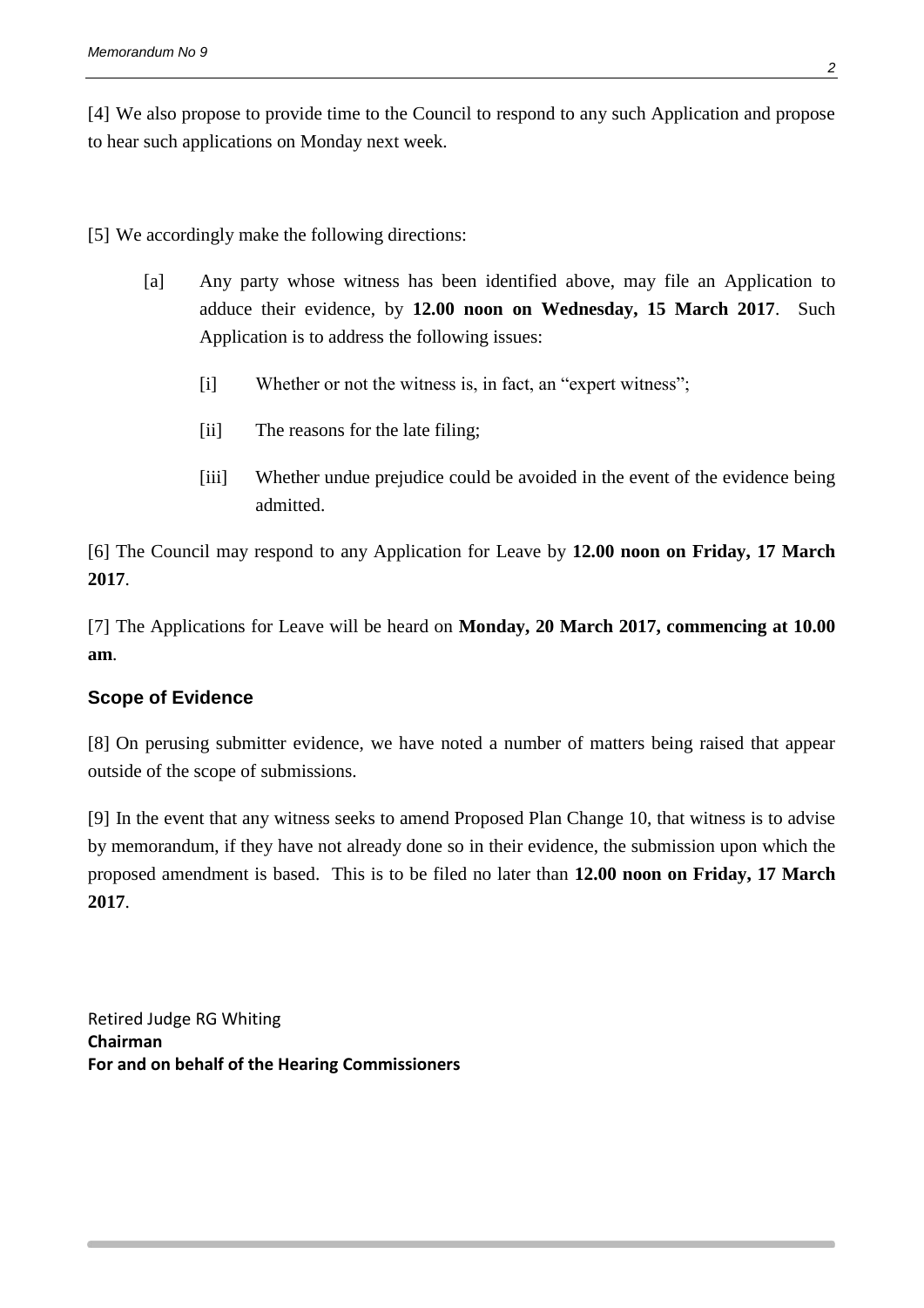[4] We also propose to provide time to the Council to respond to any such Application and propose to hear such applications on Monday next week.

[5] We accordingly make the following directions:

[a] Any party whose witness has been identified above, may file an Application to adduce their evidence, by **12.00 noon on Wednesday, 15 March 2017**. Such Application is to address the following issues:

[i] Whether or not the witness is, in fact, an "expert witness";

[ii] The reasons for the late filing;

[iii] Whether undue prejudice could be avoided in the event of the evidence being admitted.

[6] The Council may respond to any Application for Leave by **12.00 noon on Friday, 17 March 2017**.

[7] The Applications for Leave will be heard on **Monday, 20 March 2017, commencing at 10.00 am**.

### Scope of Evidence

[8] On perusing submitter evidence, we have noted a number of matters being raised that appear outside of the scope of submissions.

[9] In the event that any witness seeks to amend Proposed Plan Change 10, that witness is to advise by memorandum, if they have not already done so in their evidence, the submission upon which the proposed amendment is based. This is to be filed no later than **12.00 noon on Friday, 17 March 2017**.

Retired Judge RG Whiting
**Chairman**
**For and on behalf of the Hearing Commissioners**